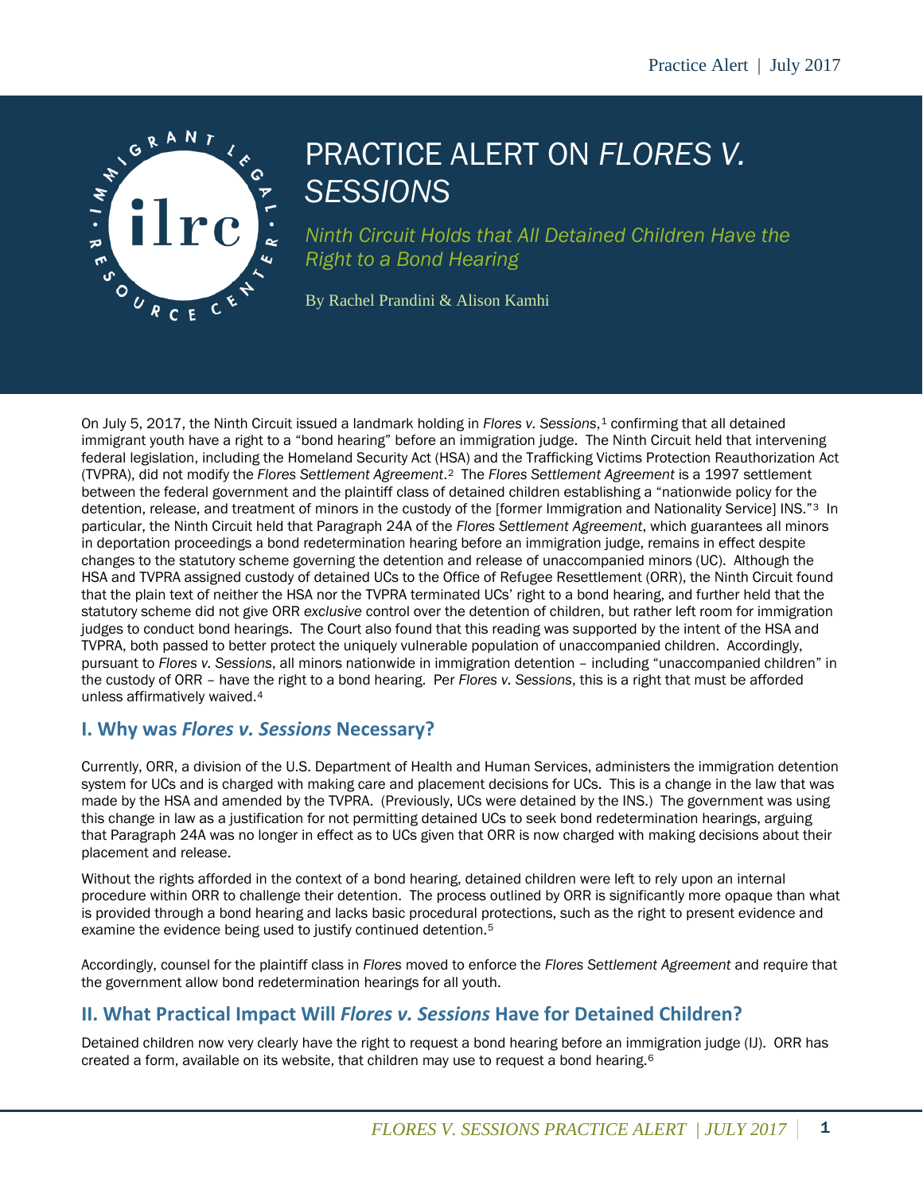# PRACTICE ALERT ON *FLORES V. SESSIONS*

*Ninth Circuit Holds that All Detained Children Have the Right to a Bond Hearing*

By Rachel Prandini & Alison Kamhi

On July 5, 2017, the Ninth Circuit issued a landmark holding in *Flores v. Sessions*,[1] confirming that all detained immigrant youth have a right to a "bond hearing" before an immigration judge. The Ninth Circuit held that intervening federal legislation, including the Homeland Security Act (HSA) and the Trafficking Victims Protection Reauthorization Act (TVPRA), did not modify the *Flores Settlement Agreement*.[2] The *Flores Settlement Agreement* is a 1997 settlement between the federal government and the plaintiff class of detained children establishing a "nationwide policy for the detention, release, and treatment of minors in the custody of the [former Immigration and Nationality Service] INS."[3] In particular, the Ninth Circuit held that Paragraph 24A of the *Flores Settlement Agreement*, which guarantees all minors in deportation proceedings a bond redetermination hearing before an immigration judge, remains in effect despite changes to the statutory scheme governing the detention and release of unaccompanied minors (UC). Although the HSA and TVPRA assigned custody of detained UCs to the Office of Refugee Resettlement (ORR), the Ninth Circuit found that the plain text of neither the HSA nor the TVPRA terminated UCs' right to a bond hearing, and further held that the statutory scheme did not give ORR *exclusive* control over the detention of children, but rather left room for immigration judges to conduct bond hearings. The Court also found that this reading was supported by the intent of the HSA and TVPRA, both passed to better protect the uniquely vulnerable population of unaccompanied children. Accordingly, pursuant to *Flores v. Sessions*, all minors nationwide in immigration detention – including "unaccompanied children" in the custody of ORR – have the right to a bond hearing. Per *Flores v. Sessions*, this is a right that must be afforded unless affirmatively waived.[4]

## I. Why was *Flores v. Sessions* Necessary?

Currently, ORR, a division of the U.S. Department of Health and Human Services, administers the immigration detention system for UCs and is charged with making care and placement decisions for UCs. This is a change in the law that was made by the HSA and amended by the TVPRA. (Previously, UCs were detained by the INS.) The government was using this change in law as a justification for not permitting detained UCs to seek bond redetermination hearings, arguing that Paragraph 24A was no longer in effect as to UCs given that ORR is now charged with making decisions about their placement and release.

Without the rights afforded in the context of a bond hearing, detained children were left to rely upon an internal procedure within ORR to challenge their detention. The process outlined by ORR is significantly more opaque than what is provided through a bond hearing and lacks basic procedural protections, such as the right to present evidence and examine the evidence being used to justify continued detention.[5]

Accordingly, counsel for the plaintiff class in *Flores* moved to enforce the *Flores Settlement Agreement* and require that the government allow bond redetermination hearings for all youth.

## II. What Practical Impact Will *Flores v. Sessions* Have for Detained Children?

Detained children now very clearly have the right to request a bond hearing before an immigration judge (IJ). ORR has created a form, available on its website, that children may use to request a bond hearing.[6]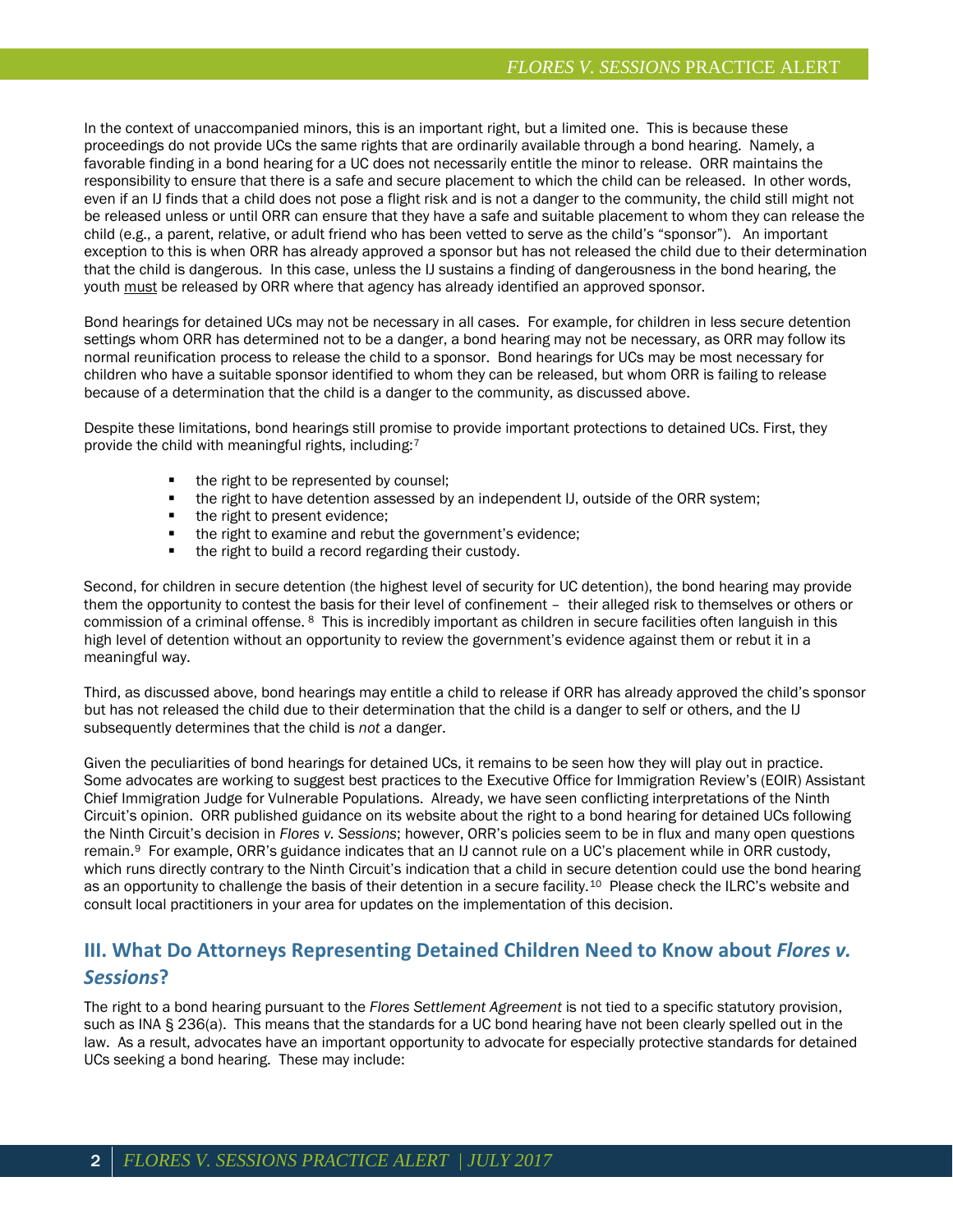In the context of unaccompanied minors, this is an important right, but a limited one. This is because these proceedings do not provide UCs the same rights that are ordinarily available through a bond hearing. Namely, a favorable finding in a bond hearing for a UC does not necessarily entitle the minor to release. ORR maintains the responsibility to ensure that there is a safe and secure placement to which the child can be released. In other words, even if an IJ finds that a child does not pose a flight risk and is not a danger to the community, the child still might not be released unless or until ORR can ensure that they have a safe and suitable placement to whom they can release the child (e.g., a parent, relative, or adult friend who has been vetted to serve as the child's "sponsor"). An important exception to this is when ORR has already approved a sponsor but has not released the child due to their determination that the child is dangerous. In this case, unless the IJ sustains a finding of dangerousness in the bond hearing, the youth <u>must</u> be released by ORR where that agency has already identified an approved sponsor.

Bond hearings for detained UCs may not be necessary in all cases. For example, for children in less secure detention settings whom ORR has determined not to be a danger, a bond hearing may not be necessary, as ORR may follow its normal reunification process to release the child to a sponsor. Bond hearings for UCs may be most necessary for children who have a suitable sponsor identified to whom they can be released, but whom ORR is failing to release because of a determination that the child is a danger to the community, as discussed above.

Despite these limitations, bond hearings still promise to provide important protections to detained UCs. First, they provide the child with meaningful rights, including:[7]

- the right to be represented by counsel;
- the right to have detention assessed by an independent IJ, outside of the ORR system;
- the right to present evidence;
- the right to examine and rebut the government's evidence;
- the right to build a record regarding their custody.

Second, for children in secure detention (the highest level of security for UC detention), the bond hearing may provide them the opportunity to contest the basis for their level of confinement – their alleged risk to themselves or others or commission of a criminal offense.[8] This is incredibly important as children in secure facilities often languish in this high level of detention without an opportunity to review the government's evidence against them or rebut it in a meaningful way.

Third, as discussed above, bond hearings may entitle a child to release if ORR has already approved the child's sponsor but has not released the child due to their determination that the child is a danger to self or others, and the IJ subsequently determines that the child is *not* a danger.

Given the peculiarities of bond hearings for detained UCs, it remains to be seen how they will play out in practice. Some advocates are working to suggest best practices to the Executive Office for Immigration Review's (EOIR) Assistant Chief Immigration Judge for Vulnerable Populations. Already, we have seen conflicting interpretations of the Ninth Circuit's opinion. ORR published guidance on its website about the right to a bond hearing for detained UCs following the Ninth Circuit's decision in *Flores v. Sessions*; however, ORR's policies seem to be in flux and many open questions remain.[9] For example, ORR's guidance indicates that an IJ cannot rule on a UC's placement while in ORR custody, which runs directly contrary to the Ninth Circuit's indication that a child in secure detention could use the bond hearing as an opportunity to challenge the basis of their detention in a secure facility.[10] Please check the ILRC's website and consult local practitioners in your area for updates on the implementation of this decision.

## III. What Do Attorneys Representing Detained Children Need to Know about *Flores v. Sessions*?

The right to a bond hearing pursuant to the *Flores Settlement Agreement* is not tied to a specific statutory provision, such as INA § 236(a). This means that the standards for a UC bond hearing have not been clearly spelled out in the law. As a result, advocates have an important opportunity to advocate for especially protective standards for detained UCs seeking a bond hearing. These may include: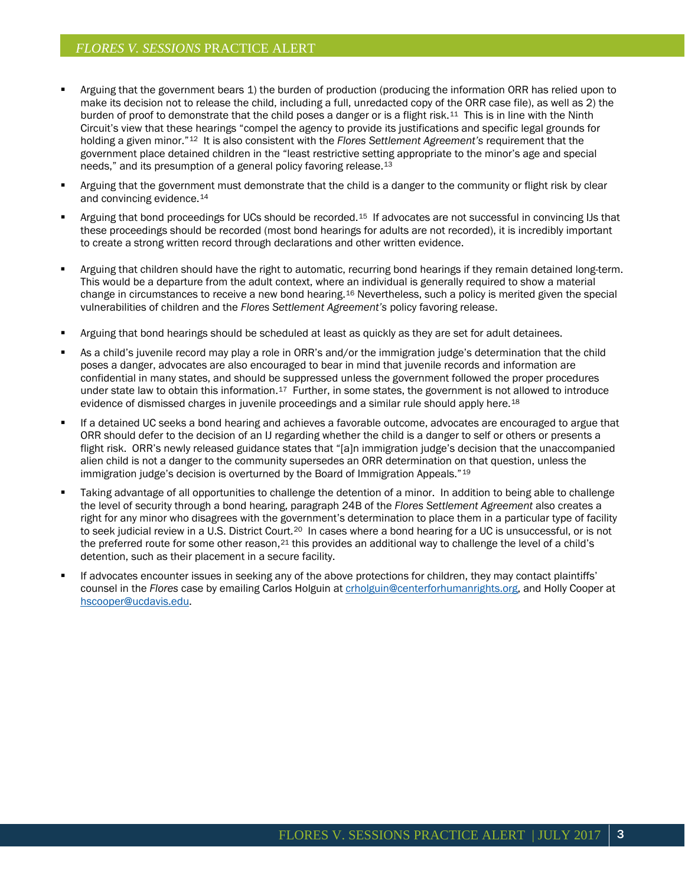- Arguing that the government bears 1) the burden of production (producing the information ORR has relied upon to make its decision not to release the child, including a full, unredacted copy of the ORR case file), as well as 2) the burden of proof to demonstrate that the child poses a danger or is a flight risk.[11] This is in line with the Ninth Circuit's view that these hearings "compel the agency to provide its justifications and specific legal grounds for holding a given minor."[12] It is also consistent with the *Flores Settlement Agreement's* requirement that the government place detained children in the "least restrictive setting appropriate to the minor's age and special needs," and its presumption of a general policy favoring release.[13]

- Arguing that the government must demonstrate that the child is a danger to the community or flight risk by clear and convincing evidence.[14]

- Arguing that bond proceedings for UCs should be recorded.[15] If advocates are not successful in convincing IJs that these proceedings should be recorded (most bond hearings for adults are not recorded), it is incredibly important to create a strong written record through declarations and other written evidence.

- Arguing that children should have the right to automatic, recurring bond hearings if they remain detained long-term. This would be a departure from the adult context, where an individual is generally required to show a material change in circumstances to receive a new bond hearing.[16] Nevertheless, such a policy is merited given the special vulnerabilities of children and the *Flores Settlement Agreement's* policy favoring release.

- Arguing that bond hearings should be scheduled at least as quickly as they are set for adult detainees.

- As a child's juvenile record may play a role in ORR's and/or the immigration judge's determination that the child poses a danger, advocates are also encouraged to bear in mind that juvenile records and information are confidential in many states, and should be suppressed unless the government followed the proper procedures under state law to obtain this information.[17] Further, in some states, the government is not allowed to introduce evidence of dismissed charges in juvenile proceedings and a similar rule should apply here.[18]

- If a detained UC seeks a bond hearing and achieves a favorable outcome, advocates are encouraged to argue that ORR should defer to the decision of an IJ regarding whether the child is a danger to self or others or presents a flight risk. ORR's newly released guidance states that "[a]n immigration judge's decision that the unaccompanied alien child is not a danger to the community supersedes an ORR determination on that question, unless the immigration judge's decision is overturned by the Board of Immigration Appeals."[19]

- Taking advantage of all opportunities to challenge the detention of a minor. In addition to being able to challenge the level of security through a bond hearing, paragraph 24B of the *Flores Settlement Agreement* also creates a right for any minor who disagrees with the government's determination to place them in a particular type of facility to seek judicial review in a U.S. District Court.[20] In cases where a bond hearing for a UC is unsuccessful, or is not the preferred route for some other reason,[21] this provides an additional way to challenge the level of a child's detention, such as their placement in a secure facility.

- If advocates encounter issues in seeking any of the above protections for children, they may contact plaintiffs' counsel in the *Flores* case by emailing Carlos Holguin at crholguin@centerforhumanrights.org, and Holly Cooper at hscooper@ucdavis.edu.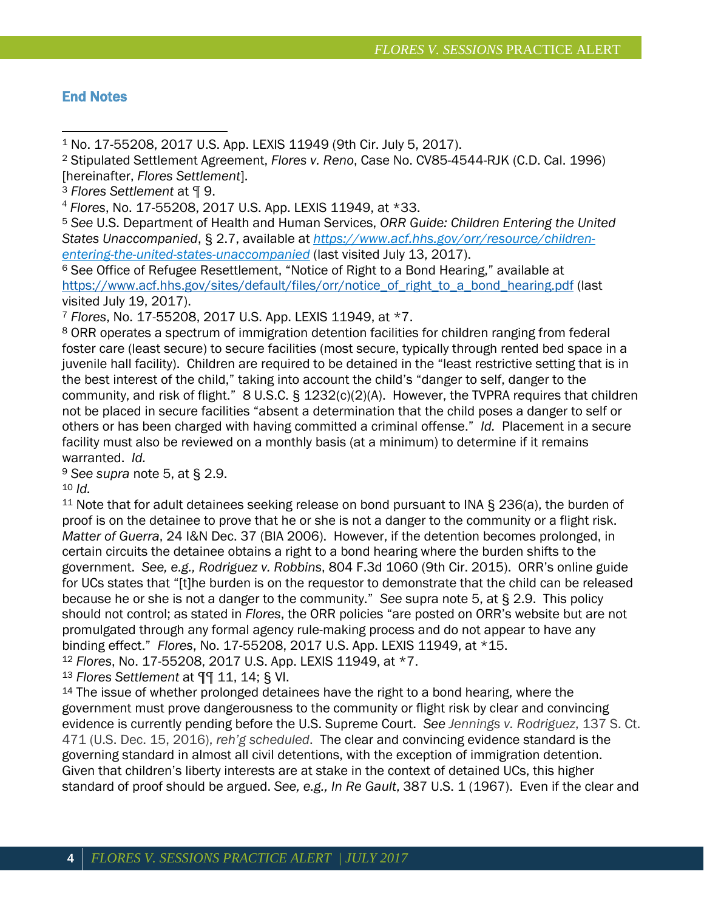## End Notes

[1] No. 17-55208, 2017 U.S. App. LEXIS 11949 (9th Cir. July 5, 2017).

[2] Stipulated Settlement Agreement, *Flores v. Reno*, Case No. CV85-4544-RJK (C.D. Cal. 1996) [hereinafter, *Flores Settlement*].

[3] *Flores Settlement* at ¶ 9.

[4] *Flores*, No. 17-55208, 2017 U.S. App. LEXIS 11949, at *33.

[5] *See* U.S. Department of Health and Human Services, *ORR Guide: Children Entering the United States Unaccompanied*, § 2.7, available at [https://www.acf.hhs.gov/orr/resource/children-entering-the-united-states-unaccompanied](https://www.acf.hhs.gov/orr/resource/children-entering-the-united-states-unaccompanied) (last visited July 13, 2017).

[6] See Office of Refugee Resettlement, "Notice of Right to a Bond Hearing," available at [https://www.acf.hhs.gov/sites/default/files/orr/notice_of_right_to_a_bond_hearing.pdf](https://www.acf.hhs.gov/sites/default/files/orr/notice_of_right_to_a_bond_hearing.pdf) (last visited July 19, 2017).

[7] *Flores*, No. 17-55208, 2017 U.S. App. LEXIS 11949, at *7.

[8] ORR operates a spectrum of immigration detention facilities for children ranging from federal foster care (least secure) to secure facilities (most secure, typically through rented bed space in a juvenile hall facility). Children are required to be detained in the "least restrictive setting that is in the best interest of the child," taking into account the child's "danger to self, danger to the community, and risk of flight." 8 U.S.C. § 1232(c)(2)(A). However, the TVPRA requires that children not be placed in secure facilities "absent a determination that the child poses a danger to self or others or has been charged with having committed a criminal offense." *Id.* Placement in a secure facility must also be reviewed on a monthly basis (at a minimum) to determine if it remains warranted. *Id.*

[9] *See supra* note 5, at § 2.9.

[10] *Id.*

[11] Note that for adult detainees seeking release on bond pursuant to INA § 236(a), the burden of proof is on the detainee to prove that he or she is not a danger to the community or a flight risk. *Matter of Guerra*, 24 I&N Dec. 37 (BIA 2006). However, if the detention becomes prolonged, in certain circuits the detainee obtains a right to a bond hearing where the burden shifts to the government. *See, e.g., Rodriguez v. Robbins*, 804 F.3d 1060 (9th Cir. 2015). ORR's online guide for UCs states that "[t]he burden is on the requestor to demonstrate that the child can be released because he or she is not a danger to the community." *See* supra note 5, at § 2.9. This policy should not control; as stated in *Flores*, the ORR policies "are posted on ORR's website but are not promulgated through any formal agency rule-making process and do not appear to have any binding effect." *Flores*, No. 17-55208, 2017 U.S. App. LEXIS 11949, at *15.

[12] *Flores*, No. 17-55208, 2017 U.S. App. LEXIS 11949, at *7.

[13] *Flores Settlement* at ¶¶ 11, 14; § VI.

[14] The issue of whether prolonged detainees have the right to a bond hearing, where the government must prove dangerousness to the community or flight risk by clear and convincing evidence is currently pending before the U.S. Supreme Court. *See Jennings v. Rodriguez*, 137 S. Ct. 471 (U.S. Dec. 15, 2016), *reh'g scheduled*. The clear and convincing evidence standard is the governing standard in almost all civil detentions, with the exception of immigration detention. Given that children's liberty interests are at stake in the context of detained UCs, this higher standard of proof should be argued. *See, e.g., In Re Gault*, 387 U.S. 1 (1967). Even if the clear and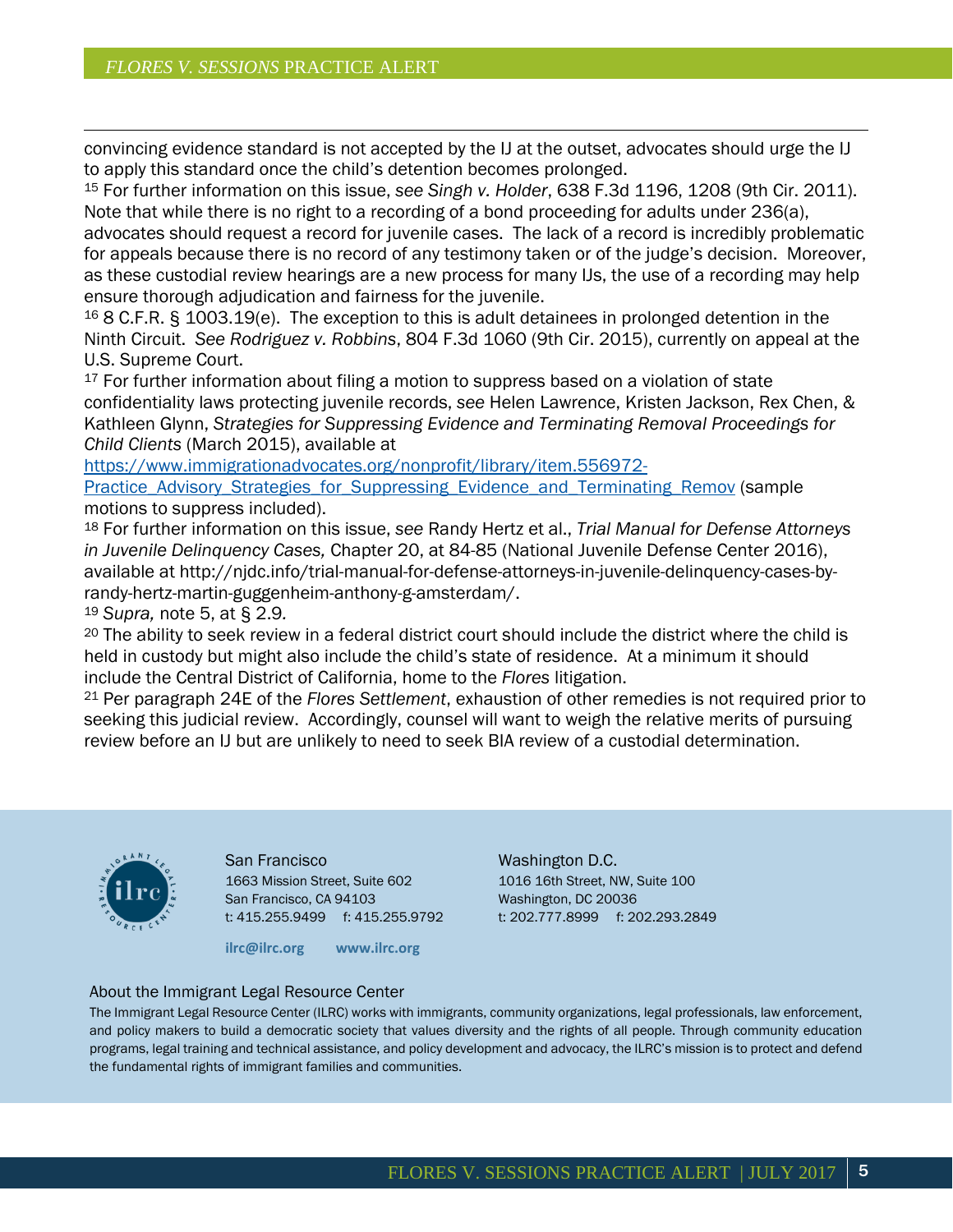convincing evidence standard is not accepted by the IJ at the outset, advocates should urge the IJ to apply this standard once the child's detention becomes prolonged.

[15] For further information on this issue, *see Singh v. Holder*, 638 F.3d 1196, 1208 (9th Cir. 2011). Note that while there is no right to a recording of a bond proceeding for adults under 236(a), advocates should request a record for juvenile cases. The lack of a record is incredibly problematic for appeals because there is no record of any testimony taken or of the judge's decision. Moreover, as these custodial review hearings are a new process for many IJs, the use of a recording may help ensure thorough adjudication and fairness for the juvenile.

[16] 8 C.F.R. § 1003.19(e). The exception to this is adult detainees in prolonged detention in the Ninth Circuit. *See Rodriguez v. Robbins*, 804 F.3d 1060 (9th Cir. 2015), currently on appeal at the U.S. Supreme Court.

[17] For further information about filing a motion to suppress based on a violation of state confidentiality laws protecting juvenile records, *see* Helen Lawrence, Kristen Jackson, Rex Chen, & Kathleen Glynn, *Strategies for Suppressing Evidence and Terminating Removal Proceedings for Child Clients* (March 2015), available at [https://www.immigrationadvocates.org/nonprofit/library/item.556972-Practice_Advisory_Strategies_for_Suppressing_Evidence_and_Terminating_Remov](https://www.immigrationadvocates.org/nonprofit/library/item.556972-Practice_Advisory_Strategies_for_Suppressing_Evidence_and_Terminating_Remov) (sample motions to suppress included).

[18] For further information on this issue, *see* Randy Hertz et al., *Trial Manual for Defense Attorneys in Juvenile Delinquency Cases,* Chapter 20, at 84-85 (National Juvenile Defense Center 2016), available at http://njdc.info/trial-manual-for-defense-attorneys-in-juvenile-delinquency-cases-by-randy-hertz-martin-guggenheim-anthony-g-amsterdam/.

[19] *Supra,* note 5, at § 2.9.

[20] The ability to seek review in a federal district court should include the district where the child is held in custody but might also include the child's state of residence. At a minimum it should include the Central District of California, home to the *Flores* litigation.

[21] Per paragraph 24E of the *Flores Settlement*, exhaustion of other remedies is not required prior to seeking this judicial review. Accordingly, counsel will want to weigh the relative merits of pursuing review before an IJ but are unlikely to need to seek BIA review of a custodial determination.

San Francisco
1663 Mission Street, Suite 602
San Francisco, CA 94103
t: 415.255.9499 f: 415.255.9792

Washington D.C.
1016 16th Street, NW, Suite 100
Washington, DC 20036
t: 202.777.8999 f: 202.293.2849

ilrc@ilrc.org www.ilrc.org

About the Immigrant Legal Resource Center

The Immigrant Legal Resource Center (ILRC) works with immigrants, community organizations, legal professionals, law enforcement, and policy makers to build a democratic society that values diversity and the rights of all people. Through community education programs, legal training and technical assistance, and policy development and advocacy, the ILRC's mission is to protect and defend the fundamental rights of immigrant families and communities.